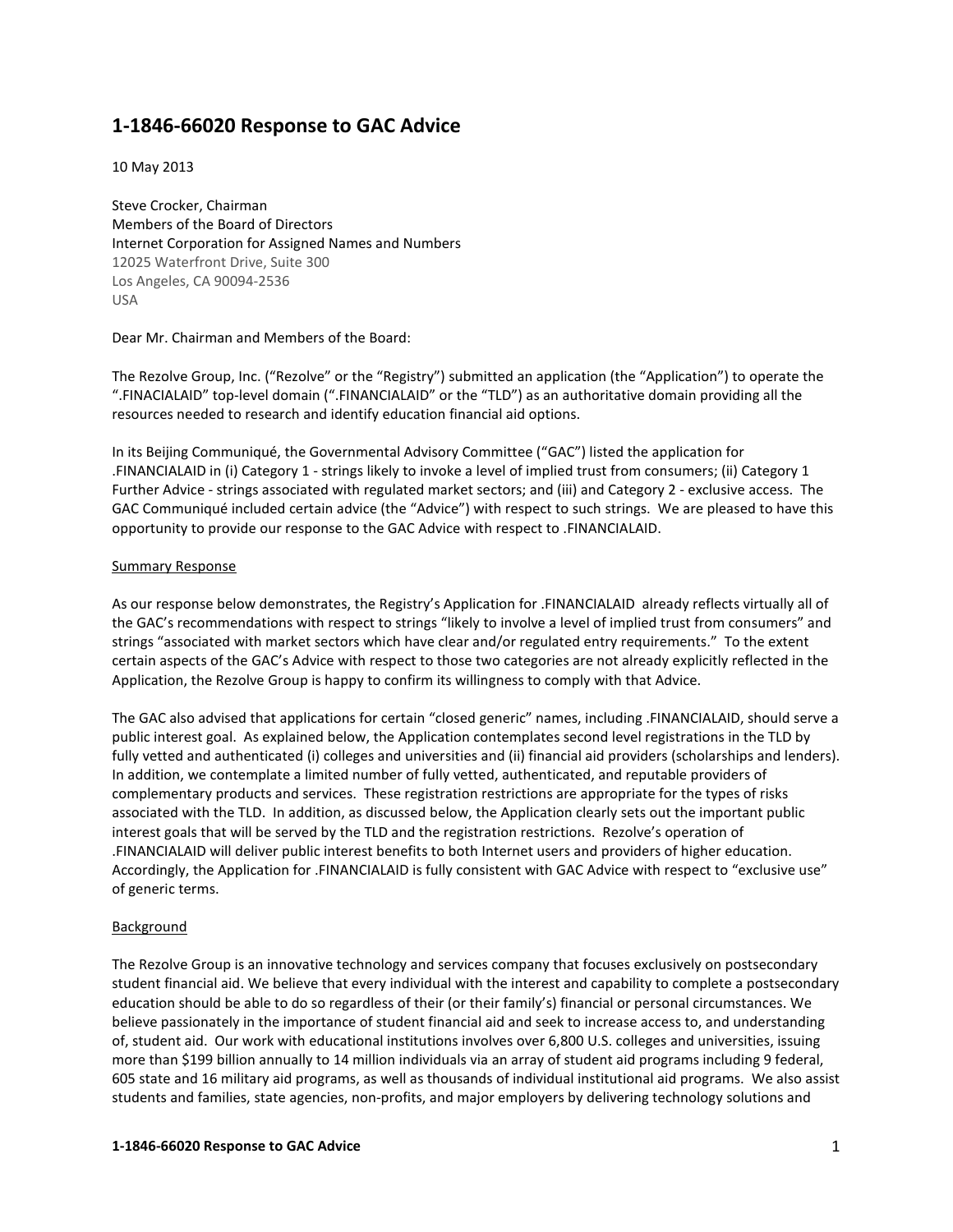# 1-1846-66020 Response to GAC Advice

10 May 2013

Steve Crocker, Chairman
Members of the Board of Directors
Internet Corporation for Assigned Names and Numbers
12025 Waterfront Drive, Suite 300
Los Angeles, CA 90094-2536
USA

Dear Mr. Chairman and Members of the Board:

The Rezolve Group, Inc. ("Rezolve" or the "Registry") submitted an application (the "Application") to operate the ".FINACIALAID" top-level domain (".FINANCIALAID" or the "TLD") as an authoritative domain providing all the resources needed to research and identify education financial aid options.

In its Beijing Communiqué, the Governmental Advisory Committee ("GAC") listed the application for .FINANCIALAID in (i) Category 1 - strings likely to invoke a level of implied trust from consumers; (ii) Category 1 Further Advice - strings associated with regulated market sectors; and (iii) and Category 2 - exclusive access. The GAC Communiqué included certain advice (the "Advice") with respect to such strings. We are pleased to have this opportunity to provide our response to the GAC Advice with respect to .FINANCIALAID.

## Summary Response

As our response below demonstrates, the Registry's Application for .FINANCIALAID already reflects virtually all of the GAC's recommendations with respect to strings "likely to involve a level of implied trust from consumers" and strings "associated with market sectors which have clear and/or regulated entry requirements." To the extent certain aspects of the GAC's Advice with respect to those two categories are not already explicitly reflected in the Application, the Rezolve Group is happy to confirm its willingness to comply with that Advice.

The GAC also advised that applications for certain "closed generic" names, including .FINANCIALAID, should serve a public interest goal. As explained below, the Application contemplates second level registrations in the TLD by fully vetted and authenticated (i) colleges and universities and (ii) financial aid providers (scholarships and lenders). In addition, we contemplate a limited number of fully vetted, authenticated, and reputable providers of complementary products and services. These registration restrictions are appropriate for the types of risks associated with the TLD. In addition, as discussed below, the Application clearly sets out the important public interest goals that will be served by the TLD and the registration restrictions. Rezolve's operation of .FINANCIALAID will deliver public interest benefits to both Internet users and providers of higher education. Accordingly, the Application for .FINANCIALAID is fully consistent with GAC Advice with respect to "exclusive use" of generic terms.

## Background

The Rezolve Group is an innovative technology and services company that focuses exclusively on postsecondary student financial aid. We believe that every individual with the interest and capability to complete a postsecondary education should be able to do so regardless of their (or their family's) financial or personal circumstances. We believe passionately in the importance of student financial aid and seek to increase access to, and understanding of, student aid. Our work with educational institutions involves over 6,800 U.S. colleges and universities, issuing more than $199 billion annually to 14 million individuals via an array of student aid programs including 9 federal, 605 state and 16 military aid programs, as well as thousands of individual institutional aid programs. We also assist students and families, state agencies, non-profits, and major employers by delivering technology solutions and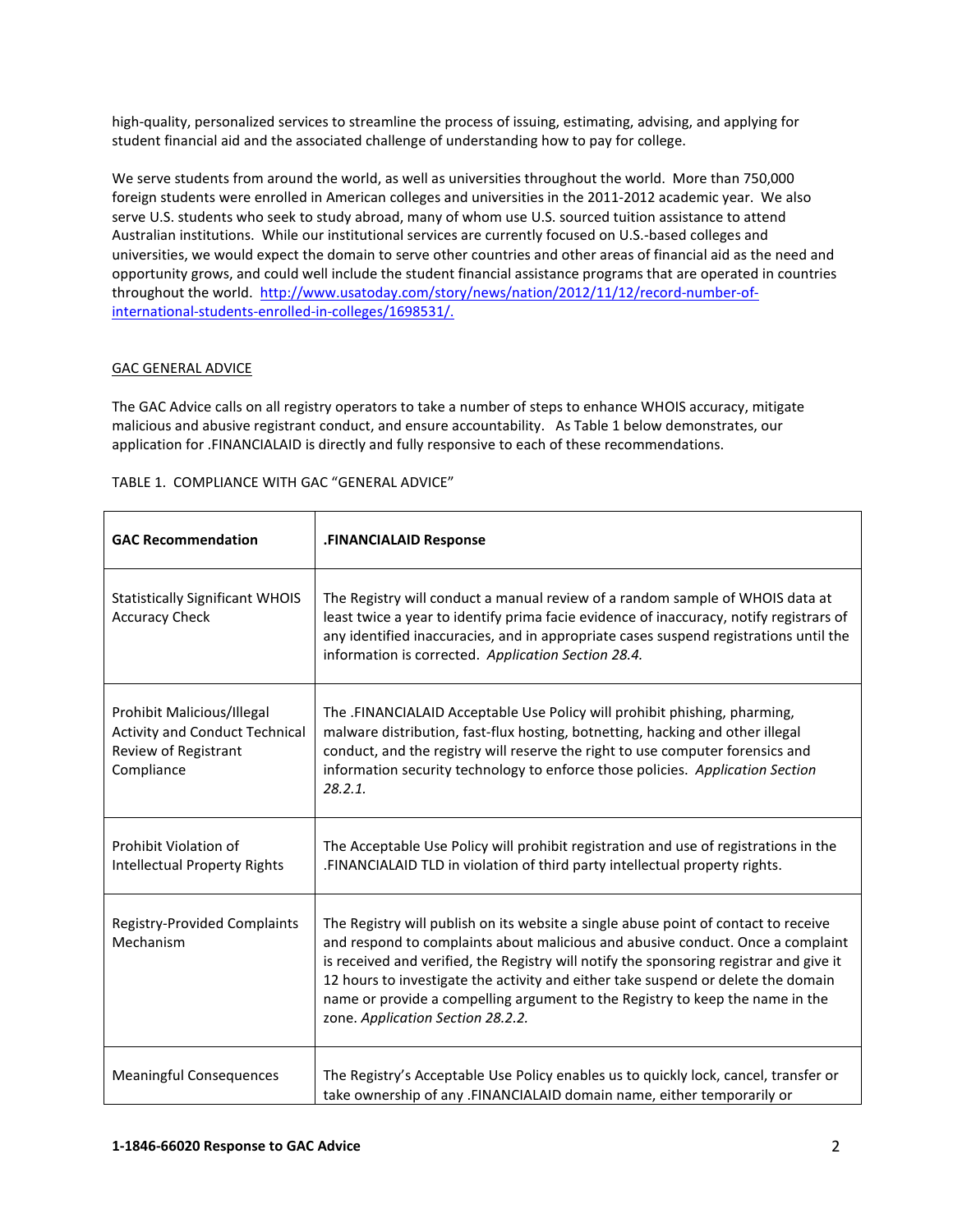high-quality, personalized services to streamline the process of issuing, estimating, advising, and applying for student financial aid and the associated challenge of understanding how to pay for college.

We serve students from around the world, as well as universities throughout the world. More than 750,000 foreign students were enrolled in American colleges and universities in the 2011-2012 academic year. We also serve U.S. students who seek to study abroad, many of whom use U.S. sourced tuition assistance to attend Australian institutions. While our institutional services are currently focused on U.S.-based colleges and universities, we would expect the domain to serve other countries and other areas of financial aid as the need and opportunity grows, and could well include the student financial assistance programs that are operated in countries throughout the world. http://www.usatoday.com/story/news/nation/2012/11/12/record-number-of-international-students-enrolled-in-colleges/1698531/.

GAC GENERAL ADVICE

The GAC Advice calls on all registry operators to take a number of steps to enhance WHOIS accuracy, mitigate malicious and abusive registrant conduct, and ensure accountability. As Table 1 below demonstrates, our application for .FINANCIALAID is directly and fully responsive to each of these recommendations.

TABLE 1. COMPLIANCE WITH GAC "GENERAL ADVICE"

| **GAC Recommendation** | **.FINANCIALAID Response** |
| --- | --- |
| Statistically Significant WHOIS Accuracy Check | The Registry will conduct a manual review of a random sample of WHOIS data at least twice a year to identify prima facie evidence of inaccuracy, notify registrars of any identified inaccuracies, and in appropriate cases suspend registrations until the information is corrected. *Application Section 28.4.* |
| Prohibit Malicious/Illegal Activity and Conduct Technical Review of Registrant Compliance | The .FINANCIALAID Acceptable Use Policy will prohibit phishing, pharming, malware distribution, fast-flux hosting, botnetting, hacking and other illegal conduct, and the registry will reserve the right to use computer forensics and information security technology to enforce those policies. *Application Section 28.2.1.* |
| Prohibit Violation of Intellectual Property Rights | The Acceptable Use Policy will prohibit registration and use of registrations in the .FINANCIALAID TLD in violation of third party intellectual property rights. |
| Registry-Provided Complaints Mechanism | The Registry will publish on its website a single abuse point of contact to receive and respond to complaints about malicious and abusive conduct. Once a complaint is received and verified, the Registry will notify the sponsoring registrar and give it 12 hours to investigate the activity and either take suspend or delete the domain name or provide a compelling argument to the Registry to keep the name in the zone. *Application Section 28.2.2.* |
| Meaningful Consequences | The Registry's Acceptable Use Policy enables us to quickly lock, cancel, transfer or take ownership of any .FINANCIALAID domain name, either temporarily or |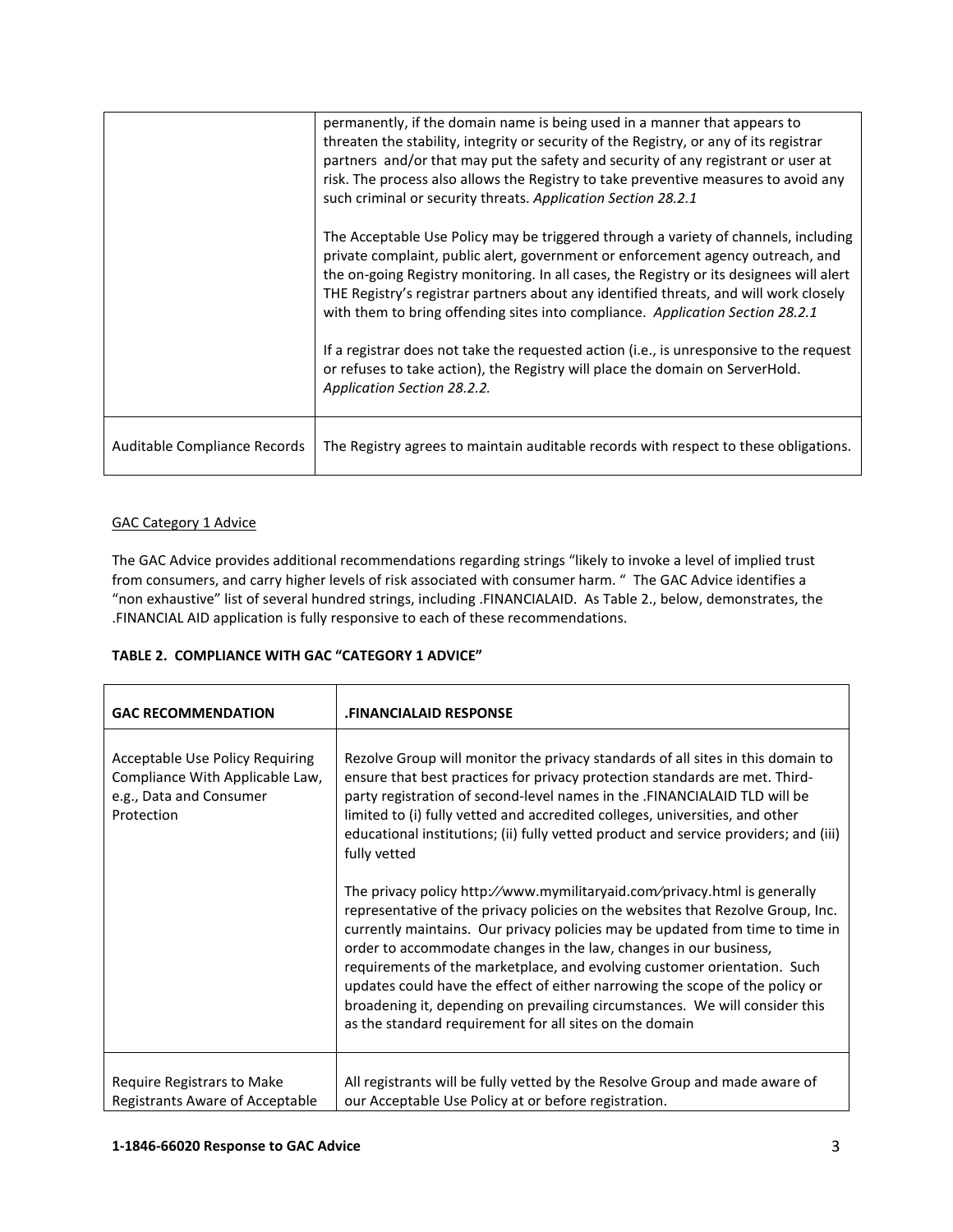| | |
|---|---|
| | permanently, if the domain name is being used in a manner that appears to threaten the stability, integrity or security of the Registry, or any of its registrar partners and/or that may put the safety and security of any registrant or user at risk. The process also allows the Registry to take preventive measures to avoid any such criminal or security threats. *Application Section 28.2.1*<br><br>The Acceptable Use Policy may be triggered through a variety of channels, including private complaint, public alert, government or enforcement agency outreach, and the on-going Registry monitoring. In all cases, the Registry or its designees will alert THE Registry's registrar partners about any identified threats, and will work closely with them to bring offending sites into compliance. *Application Section 28.2.1*<br><br>If a registrar does not take the requested action (i.e., is unresponsive to the request or refuses to take action), the Registry will place the domain on ServerHold. *Application Section 28.2.2.* |
| Auditable Compliance Records | The Registry agrees to maintain auditable records with respect to these obligations. |

GAC Category 1 Advice

The GAC Advice provides additional recommendations regarding strings "likely to invoke a level of implied trust from consumers, and carry higher levels of risk associated with consumer harm. " The GAC Advice identifies a "non exhaustive" list of several hundred strings, including .FINANCIALAID. As Table 2., below, demonstrates, the .FINANCIAL AID application is fully responsive to each of these recommendations.

**TABLE 2. COMPLIANCE WITH GAC "CATEGORY 1 ADVICE"**

| GAC RECOMMENDATION | .FINANCIALAID RESPONSE |
|---|---|
| Acceptable Use Policy Requiring Compliance With Applicable Law, e.g., Data and Consumer Protection | Rezolve Group will monitor the privacy standards of all sites in this domain to ensure that best practices for privacy protection standards are met. Third-party registration of second-level names in the .FINANCIALAID TLD will be limited to (i) fully vetted and accredited colleges, universities, and other educational institutions; (ii) fully vetted product and service providers; and (iii) fully vetted<br><br>The privacy policy http://www.mymilitaryaid.com/privacy.html is generally representative of the privacy policies on the websites that Rezolve Group, Inc. currently maintains. Our privacy policies may be updated from time to time in order to accommodate changes in the law, changes in our business, requirements of the marketplace, and evolving customer orientation. Such updates could have the effect of either narrowing the scope of the policy or broadening it, depending on prevailing circumstances. We will consider this as the standard requirement for all sites on the domain |
| Require Registrars to Make Registrants Aware of Acceptable | All registrants will be fully vetted by the Resolve Group and made aware of our Acceptable Use Policy at or before registration. |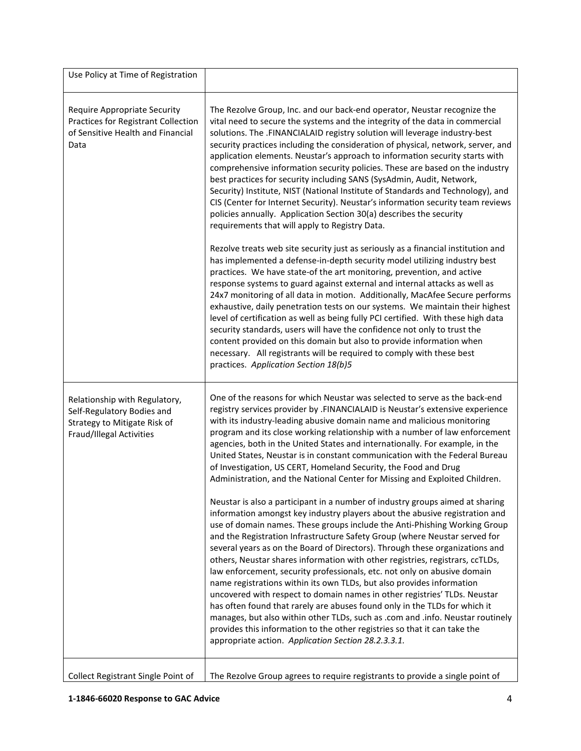| | |
|---|---|
| Use Policy at Time of Registration | |
| Require Appropriate Security Practices for Registrant Collection of Sensitive Health and Financial Data | The Rezolve Group, Inc. and our back-end operator, Neustar recognize the vital need to secure the systems and the integrity of the data in commercial solutions. The .FINANCIALAID registry solution will leverage industry-best security practices including the consideration of physical, network, server, and application elements. Neustar's approach to information security starts with comprehensive information security policies. These are based on the industry best practices for security including SANS (SysAdmin, Audit, Network, Security) Institute, NIST (National Institute of Standards and Technology), and CIS (Center for Internet Security). Neustar's information security team reviews policies annually. Application Section 30(a) describes the security requirements that will apply to Registry Data.<br><br>Rezolve treats web site security just as seriously as a financial institution and has implemented a defense-in-depth security model utilizing industry best practices. We have state-of the art monitoring, prevention, and active response systems to guard against external and internal attacks as well as 24x7 monitoring of all data in motion. Additionally, MacAfee Secure performs exhaustive, daily penetration tests on our systems. We maintain their highest level of certification as well as being fully PCI certified. With these high data security standards, users will have the confidence not only to trust the content provided on this domain but also to provide information when necessary. All registrants will be required to comply with these best practices. *Application Section 18(b)5* |
| Relationship with Regulatory, Self-Regulatory Bodies and Strategy to Mitigate Risk of Fraud/Illegal Activities | One of the reasons for which Neustar was selected to serve as the back-end registry services provider by .FINANCIALAID is Neustar's extensive experience with its industry-leading abusive domain name and malicious monitoring program and its close working relationship with a number of law enforcement agencies, both in the United States and internationally. For example, in the United States, Neustar is in constant communication with the Federal Bureau of Investigation, US CERT, Homeland Security, the Food and Drug Administration, and the National Center for Missing and Exploited Children.<br><br>Neustar is also a participant in a number of industry groups aimed at sharing information amongst key industry players about the abusive registration and use of domain names. These groups include the Anti-Phishing Working Group and the Registration Infrastructure Safety Group (where Neustar served for several years as on the Board of Directors). Through these organizations and others, Neustar shares information with other registries, registrars, ccTLDs, law enforcement, security professionals, etc. not only on abusive domain name registrations within its own TLDs, but also provides information uncovered with respect to domain names in other registries' TLDs. Neustar has often found that rarely are abuses found only in the TLDs for which it manages, but also within other TLDs, such as .com and .info. Neustar routinely provides this information to the other registries so that it can take the appropriate action. *Application Section 28.2.3.3.1.* |
| Collect Registrant Single Point of | The Rezolve Group agrees to require registrants to provide a single point of |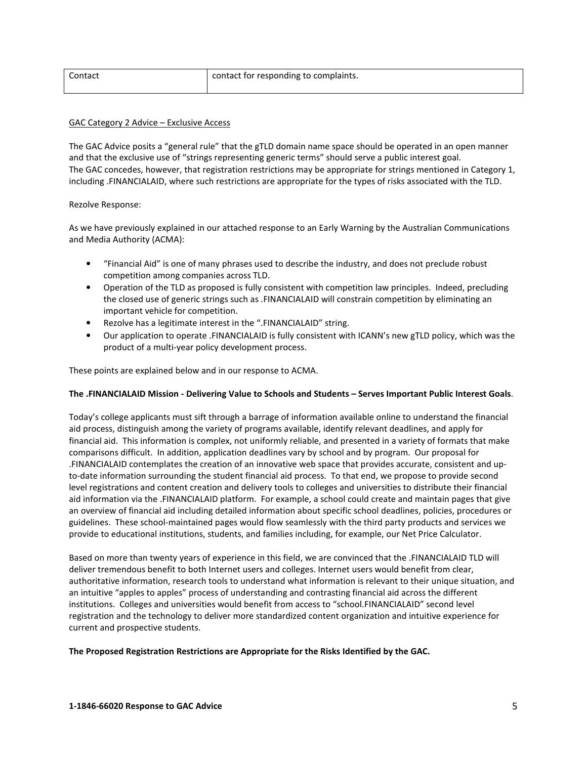| Contact | contact for responding to complaints. |
| --- | --- |

<u>GAC Category 2 Advice – Exclusive Access</u>

The GAC Advice posits a "general rule" that the gTLD domain name space should be operated in an open manner and that the exclusive use of "strings representing generic terms" should serve a public interest goal.
The GAC concedes, however, that registration restrictions may be appropriate for strings mentioned in Category 1, including .FINANCIALAID, where such restrictions are appropriate for the types of risks associated with the TLD.

Rezolve Response:

As we have previously explained in our attached response to an Early Warning by the Australian Communications and Media Authority (ACMA):

- "Financial Aid" is one of many phrases used to describe the industry, and does not preclude robust competition among companies across TLD.
- Operation of the TLD as proposed is fully consistent with competition law principles. Indeed, precluding the closed use of generic strings such as .FINANCIALAID will constrain competition by eliminating an important vehicle for competition.
- Rezolve has a legitimate interest in the ".FINANCIALAID" string.
- Our application to operate .FINANCIALAID is fully consistent with ICANN's new gTLD policy, which was the product of a multi-year policy development process.

These points are explained below and in our response to ACMA.

**The .FINANCIALAID Mission - Delivering Value to Schools and Students – Serves Important Public Interest Goals**.

Today's college applicants must sift through a barrage of information available online to understand the financial aid process, distinguish among the variety of programs available, identify relevant deadlines, and apply for financial aid. This information is complex, not uniformly reliable, and presented in a variety of formats that make comparisons difficult. In addition, application deadlines vary by school and by program. Our proposal for .FINANCIALAID contemplates the creation of an innovative web space that provides accurate, consistent and up-to-date information surrounding the student financial aid process. To that end, we propose to provide second level registrations and content creation and delivery tools to colleges and universities to distribute their financial aid information via the .FINANCIALAID platform. For example, a school could create and maintain pages that give an overview of financial aid including detailed information about specific school deadlines, policies, procedures or guidelines. These school-maintained pages would flow seamlessly with the third party products and services we provide to educational institutions, students, and families including, for example, our Net Price Calculator.

Based on more than twenty years of experience in this field, we are convinced that the .FINANCIALAID TLD will deliver tremendous benefit to both Internet users and colleges. Internet users would benefit from clear, authoritative information, research tools to understand what information is relevant to their unique situation, and an intuitive "apples to apples" process of understanding and contrasting financial aid across the different institutions. Colleges and universities would benefit from access to "school.FINANCIALAID" second level registration and the technology to deliver more standardized content organization and intuitive experience for current and prospective students.

**The Proposed Registration Restrictions are Appropriate for the Risks Identified by the GAC.**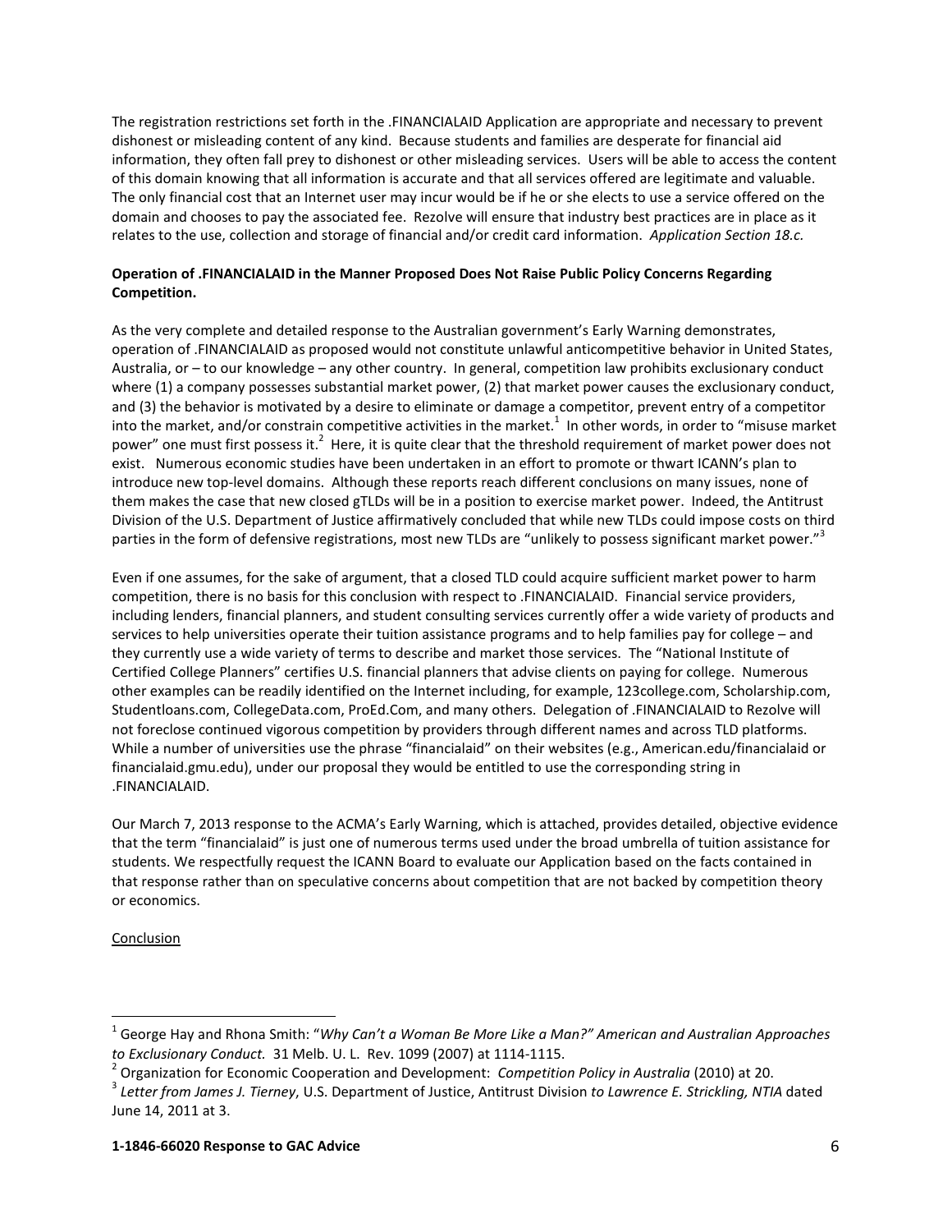The registration restrictions set forth in the .FINANCIALAID Application are appropriate and necessary to prevent dishonest or misleading content of any kind. Because students and families are desperate for financial aid information, they often fall prey to dishonest or other misleading services. Users will be able to access the content of this domain knowing that all information is accurate and that all services offered are legitimate and valuable. The only financial cost that an Internet user may incur would be if he or she elects to use a service offered on the domain and chooses to pay the associated fee. Rezolve will ensure that industry best practices are in place as it relates to the use, collection and storage of financial and/or credit card information. *Application Section 18.c.*

**Operation of .FINANCIALAID in the Manner Proposed Does Not Raise Public Policy Concerns Regarding Competition.**

As the very complete and detailed response to the Australian government's Early Warning demonstrates, operation of .FINANCIALAID as proposed would not constitute unlawful anticompetitive behavior in United States, Australia, or – to our knowledge – any other country. In general, competition law prohibits exclusionary conduct where (1) a company possesses substantial market power, (2) that market power causes the exclusionary conduct, and (3) the behavior is motivated by a desire to eliminate or damage a competitor, prevent entry of a competitor into the market, and/or constrain competitive activities in the market.[1] In other words, in order to "misuse market power" one must first possess it.[2] Here, it is quite clear that the threshold requirement of market power does not exist. Numerous economic studies have been undertaken in an effort to promote or thwart ICANN's plan to introduce new top-level domains. Although these reports reach different conclusions on many issues, none of them makes the case that new closed gTLDs will be in a position to exercise market power. Indeed, the Antitrust Division of the U.S. Department of Justice affirmatively concluded that while new TLDs could impose costs on third parties in the form of defensive registrations, most new TLDs are "unlikely to possess significant market power."[3]

Even if one assumes, for the sake of argument, that a closed TLD could acquire sufficient market power to harm competition, there is no basis for this conclusion with respect to .FINANCIALAID. Financial service providers, including lenders, financial planners, and student consulting services currently offer a wide variety of products and services to help universities operate their tuition assistance programs and to help families pay for college – and they currently use a wide variety of terms to describe and market those services. The "National Institute of Certified College Planners" certifies U.S. financial planners that advise clients on paying for college. Numerous other examples can be readily identified on the Internet including, for example, 123college.com, Scholarship.com, Studentloans.com, CollegeData.com, ProEd.Com, and many others. Delegation of .FINANCIALAID to Rezolve will not foreclose continued vigorous competition by providers through different names and across TLD platforms. While a number of universities use the phrase "financialaid" on their websites (e.g., American.edu/financialaid or financialaid.gmu.edu), under our proposal they would be entitled to use the corresponding string in .FINANCIALAID.

Our March 7, 2013 response to the ACMA's Early Warning, which is attached, provides detailed, objective evidence that the term "financialaid" is just one of numerous terms used under the broad umbrella of tuition assistance for students. We respectfully request the ICANN Board to evaluate our Application based on the facts contained in that response rather than on speculative concerns about competition that are not backed by competition theory or economics.

<u>Conclusion</u>

---

[1] George Hay and Rhona Smith: "*Why Can't a Woman Be More Like a Man?" American and Australian Approaches to Exclusionary Conduct.* 31 Melb. U. L. Rev. 1099 (2007) at 1114-1115.

[2] Organization for Economic Cooperation and Development: *Competition Policy in Australia* (2010) at 20.

[3] *Letter from James J. Tierney*, U.S. Department of Justice, Antitrust Division *to Lawrence E. Strickling, NTIA* dated June 14, 2011 at 3.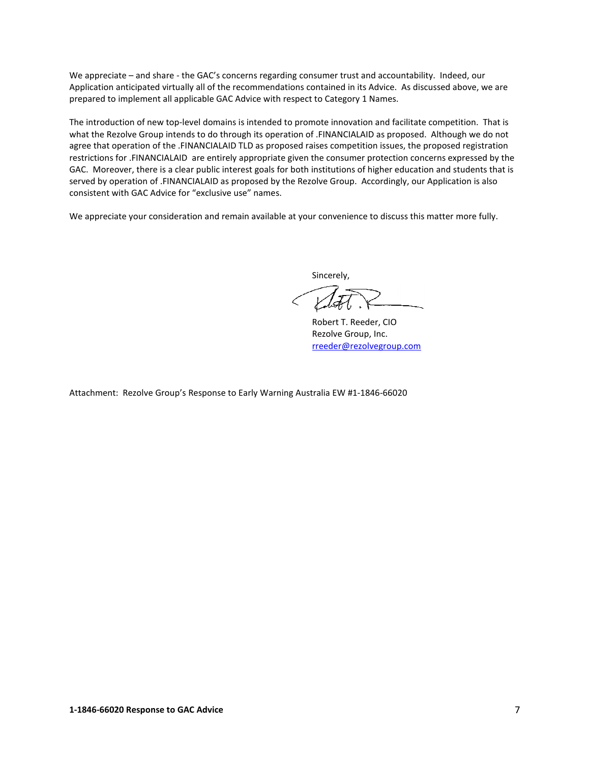We appreciate – and share - the GAC's concerns regarding consumer trust and accountability. Indeed, our Application anticipated virtually all of the recommendations contained in its Advice. As discussed above, we are prepared to implement all applicable GAC Advice with respect to Category 1 Names.

The introduction of new top-level domains is intended to promote innovation and facilitate competition. That is what the Rezolve Group intends to do through its operation of .FINANCIALAID as proposed. Although we do not agree that operation of the .FINANCIALAID TLD as proposed raises competition issues, the proposed registration restrictions for .FINANCIALAID are entirely appropriate given the consumer protection concerns expressed by the GAC. Moreover, there is a clear public interest goals for both institutions of higher education and students that is served by operation of .FINANCIALAID as proposed by the Rezolve Group. Accordingly, our Application is also consistent with GAC Advice for "exclusive use" names.

We appreciate your consideration and remain available at your convenience to discuss this matter more fully.

Sincerely,

Robert T. Reeder, CIO
Rezolve Group, Inc.
rreeder@rezolvegroup.com

Attachment: Rezolve Group's Response to Early Warning Australia EW #1-1846-66020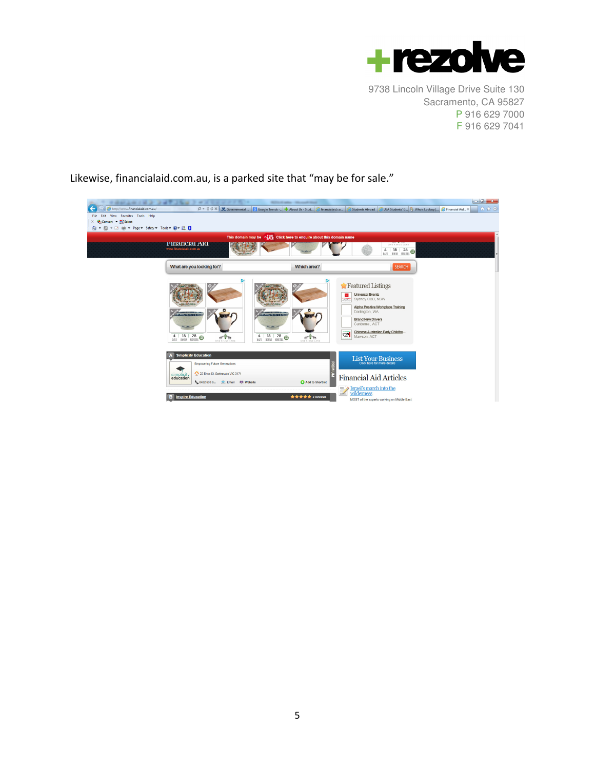Likewise, financialaid.com.au, is a parked site that "may be for sale."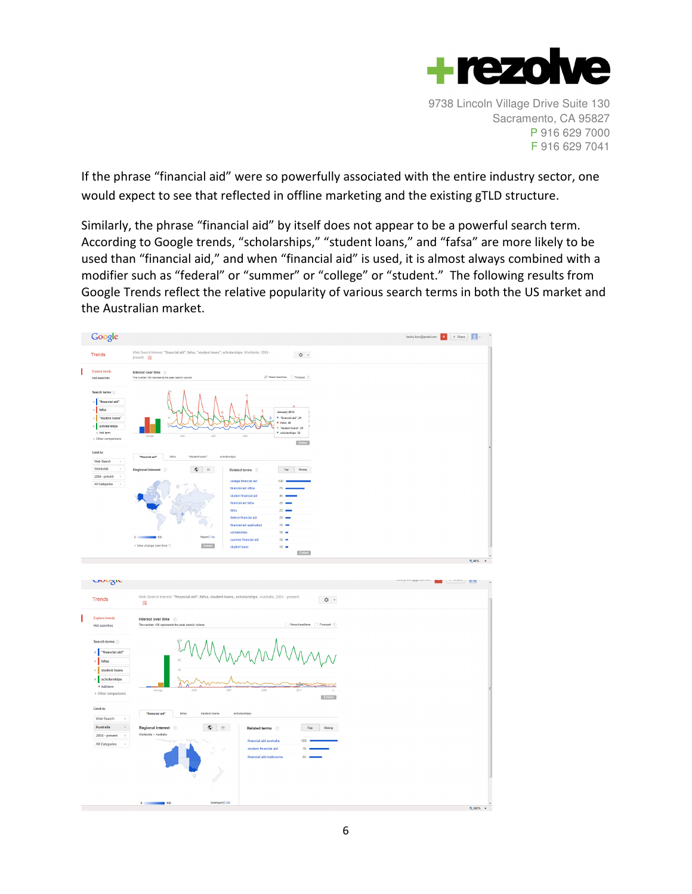If the phrase "financial aid" were so powerfully associated with the entire industry sector, one would expect to see that reflected in offline marketing and the existing gTLD structure.

Similarly, the phrase "financial aid" by itself does not appear to be a powerful search term. According to Google trends, "scholarships," "student loans," and "fafsa" are more likely to be used than "financial aid," and when "financial aid" is used, it is almost always combined with a modifier such as "federal" or "summer" or "college" or "student." The following results from Google Trends reflect the relative popularity of various search terms in both the US market and the Australian market.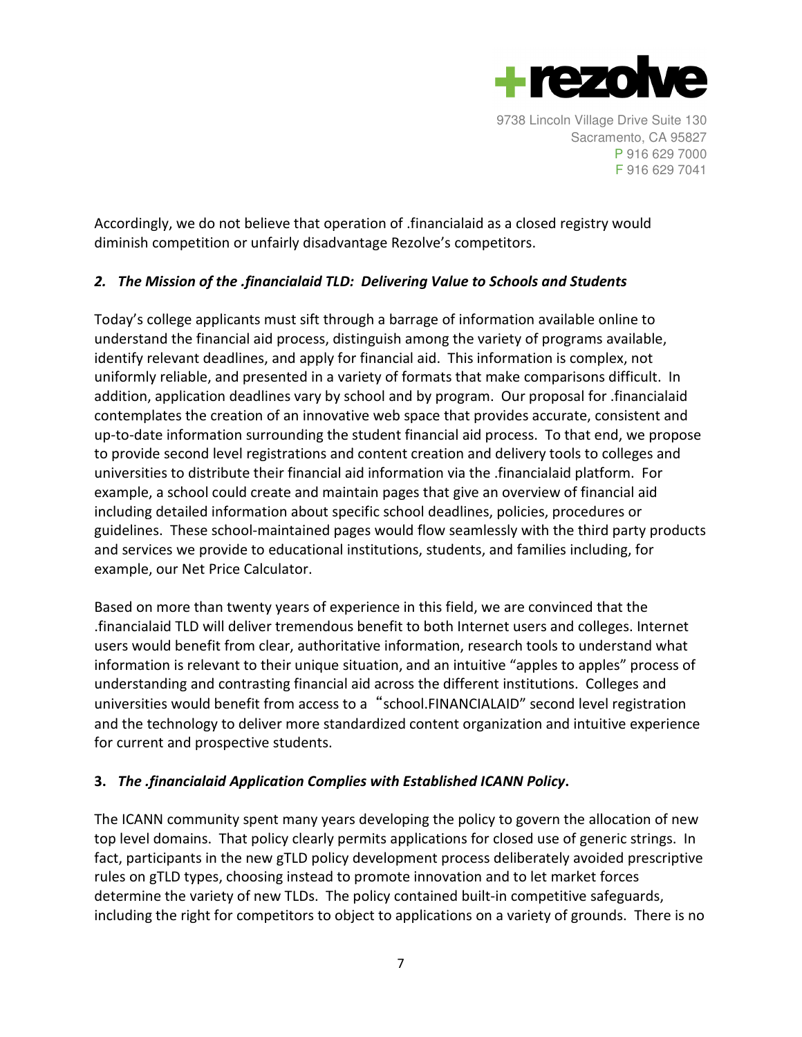Accordingly, we do not believe that operation of .financialaid as a closed registry would diminish competition or unfairly disadvantage Rezolve's competitors.

## *2. The Mission of the .financialaid TLD: Delivering Value to Schools and Students*

Today's college applicants must sift through a barrage of information available online to understand the financial aid process, distinguish among the variety of programs available, identify relevant deadlines, and apply for financial aid. This information is complex, not uniformly reliable, and presented in a variety of formats that make comparisons difficult. In addition, application deadlines vary by school and by program. Our proposal for .financialaid contemplates the creation of an innovative web space that provides accurate, consistent and up-to-date information surrounding the student financial aid process. To that end, we propose to provide second level registrations and content creation and delivery tools to colleges and universities to distribute their financial aid information via the .financialaid platform. For example, a school could create and maintain pages that give an overview of financial aid including detailed information about specific school deadlines, policies, procedures or guidelines. These school-maintained pages would flow seamlessly with the third party products and services we provide to educational institutions, students, and families including, for example, our Net Price Calculator.

Based on more than twenty years of experience in this field, we are convinced that the .financialaid TLD will deliver tremendous benefit to both Internet users and colleges. Internet users would benefit from clear, authoritative information, research tools to understand what information is relevant to their unique situation, and an intuitive "apples to apples" process of understanding and contrasting financial aid across the different institutions. Colleges and universities would benefit from access to a "school.FINANCIALAID" second level registration and the technology to deliver more standardized content organization and intuitive experience for current and prospective students.

## **3.** ***The .financialaid Application Complies with Established ICANN Policy*.**

The ICANN community spent many years developing the policy to govern the allocation of new top level domains. That policy clearly permits applications for closed use of generic strings. In fact, participants in the new gTLD policy development process deliberately avoided prescriptive rules on gTLD types, choosing instead to promote innovation and to let market forces determine the variety of new TLDs. The policy contained built-in competitive safeguards, including the right for competitors to object to applications on a variety of grounds. There is no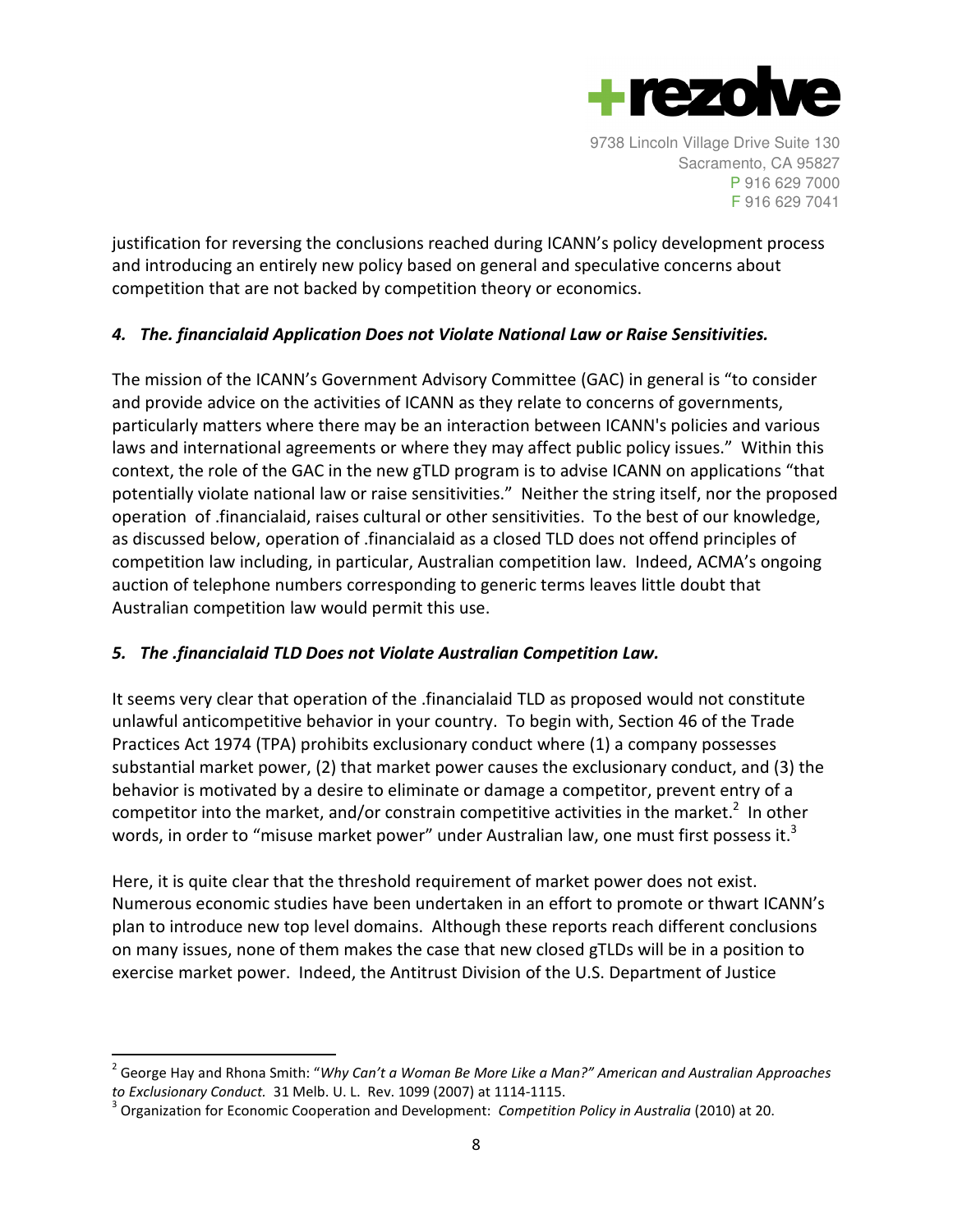justification for reversing the conclusions reached during ICANN's policy development process and introducing an entirely new policy based on general and speculative concerns about competition that are not backed by competition theory or economics.

### *4. The. financialaid Application Does not Violate National Law or Raise Sensitivities.*

The mission of the ICANN's Government Advisory Committee (GAC) in general is "to consider and provide advice on the activities of ICANN as they relate to concerns of governments, particularly matters where there may be an interaction between ICANN's policies and various laws and international agreements or where they may affect public policy issues." Within this context, the role of the GAC in the new gTLD program is to advise ICANN on applications "that potentially violate national law or raise sensitivities." Neither the string itself, nor the proposed operation of .financialaid, raises cultural or other sensitivities. To the best of our knowledge, as discussed below, operation of .financialaid as a closed TLD does not offend principles of competition law including, in particular, Australian competition law. Indeed, ACMA's ongoing auction of telephone numbers corresponding to generic terms leaves little doubt that Australian competition law would permit this use.

### *5. The .financialaid TLD Does not Violate Australian Competition Law.*

It seems very clear that operation of the .financialaid TLD as proposed would not constitute unlawful anticompetitive behavior in your country. To begin with, Section 46 of the Trade Practices Act 1974 (TPA) prohibits exclusionary conduct where (1) a company possesses substantial market power, (2) that market power causes the exclusionary conduct, and (3) the behavior is motivated by a desire to eliminate or damage a competitor, prevent entry of a competitor into the market, and/or constrain competitive activities in the market.[2] In other words, in order to "misuse market power" under Australian law, one must first possess it.[3]

Here, it is quite clear that the threshold requirement of market power does not exist. Numerous economic studies have been undertaken in an effort to promote or thwart ICANN's plan to introduce new top level domains. Although these reports reach different conclusions on many issues, none of them makes the case that new closed gTLDs will be in a position to exercise market power. Indeed, the Antitrust Division of the U.S. Department of Justice

---

[2] George Hay and Rhona Smith: "*Why Can't a Woman Be More Like a Man?" American and Australian Approaches to Exclusionary Conduct.* 31 Melb. U. L. Rev. 1099 (2007) at 1114-1115.

[3] Organization for Economic Cooperation and Development: *Competition Policy in Australia* (2010) at 20.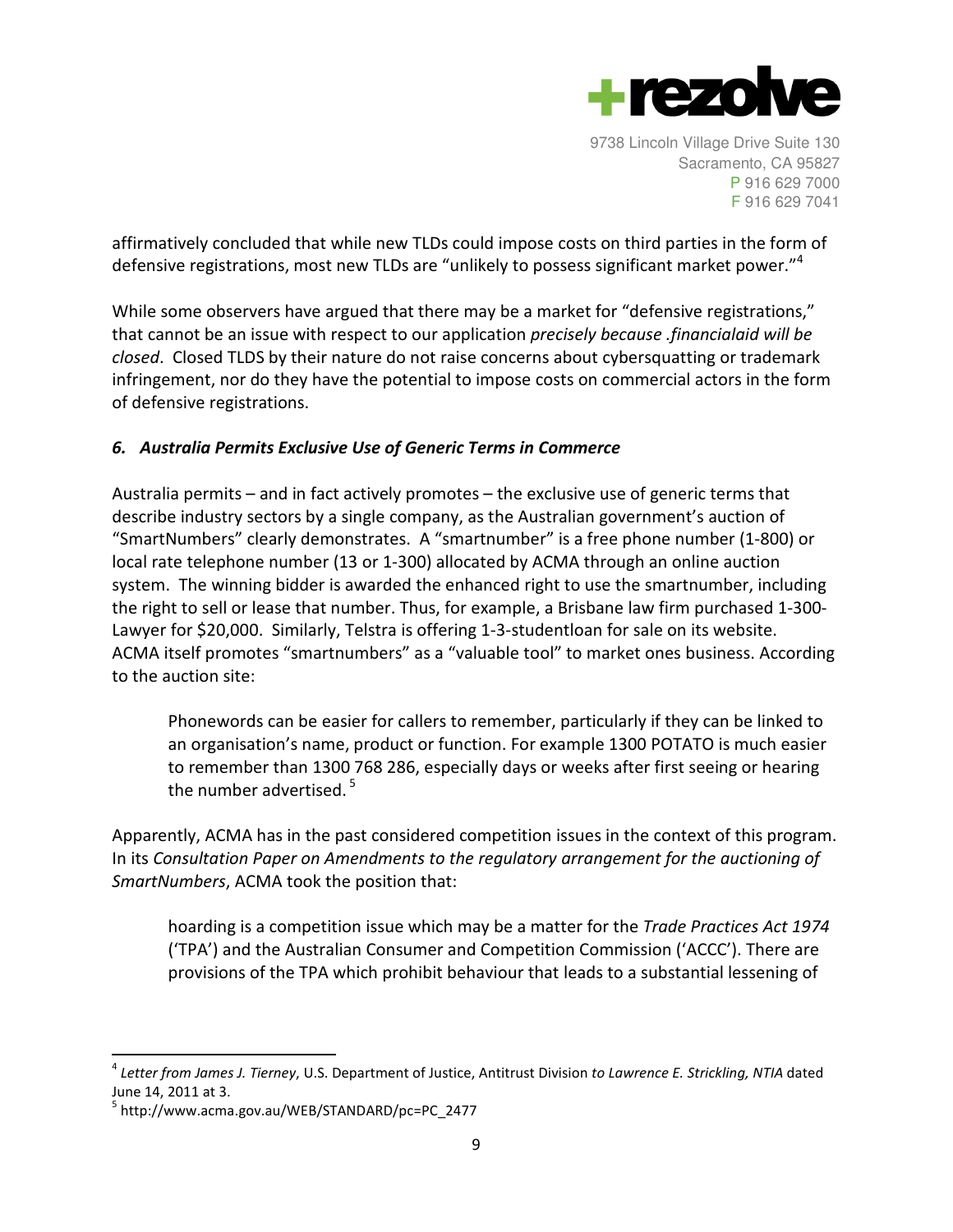affirmatively concluded that while new TLDs could impose costs on third parties in the form of defensive registrations, most new TLDs are "unlikely to possess significant market power."[4]

While some observers have argued that there may be a market for "defensive registrations," that cannot be an issue with respect to our application *precisely because .financialaid will be closed*. Closed TLDS by their nature do not raise concerns about cybersquatting or trademark infringement, nor do they have the potential to impose costs on commercial actors in the form of defensive registrations.

### *6. Australia Permits Exclusive Use of Generic Terms in Commerce*

Australia permits – and in fact actively promotes – the exclusive use of generic terms that describe industry sectors by a single company, as the Australian government's auction of "SmartNumbers" clearly demonstrates. A "smartnumber" is a free phone number (1-800) or local rate telephone number (13 or 1-300) allocated by ACMA through an online auction system. The winning bidder is awarded the enhanced right to use the smartnumber, including the right to sell or lease that number. Thus, for example, a Brisbane law firm purchased 1-300-Lawyer for $20,000. Similarly, Telstra is offering 1-3-studentloan for sale on its website. ACMA itself promotes "smartnumbers" as a "valuable tool" to market ones business. According to the auction site:

> Phonewords can be easier for callers to remember, particularly if they can be linked to an organisation's name, product or function. For example 1300 POTATO is much easier to remember than 1300 768 286, especially days or weeks after first seeing or hearing the number advertised.[5]

Apparently, ACMA has in the past considered competition issues in the context of this program. In its *Consultation Paper on Amendments to the regulatory arrangement for the auctioning of SmartNumbers*, ACMA took the position that:

> hoarding is a competition issue which may be a matter for the *Trade Practices Act 1974* ('TPA') and the Australian Consumer and Competition Commission ('ACCC'). There are provisions of the TPA which prohibit behaviour that leads to a substantial lessening of

---

[4] *Letter from James J. Tierney*, U.S. Department of Justice, Antitrust Division *to Lawrence E. Strickling, NTIA* dated June 14, 2011 at 3.

[5] http://www.acma.gov.au/WEB/STANDARD/pc=PC_2477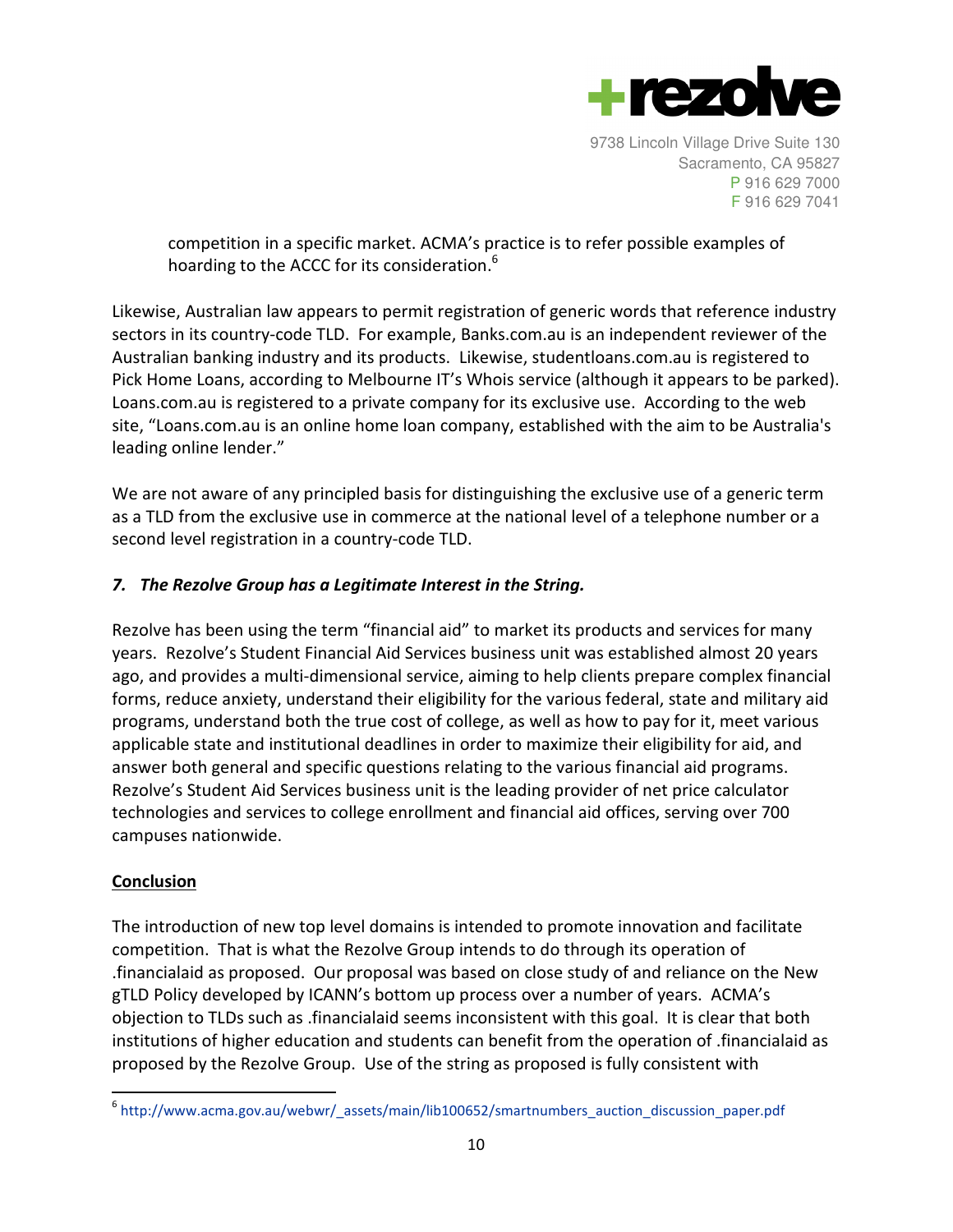competition in a specific market. ACMA's practice is to refer possible examples of hoarding to the ACCC for its consideration.[6]

Likewise, Australian law appears to permit registration of generic words that reference industry sectors in its country-code TLD. For example, Banks.com.au is an independent reviewer of the Australian banking industry and its products. Likewise, studentloans.com.au is registered to Pick Home Loans, according to Melbourne IT's Whois service (although it appears to be parked). Loans.com.au is registered to a private company for its exclusive use. According to the web site, "Loans.com.au is an online home loan company, established with the aim to be Australia's leading online lender."

We are not aware of any principled basis for distinguishing the exclusive use of a generic term as a TLD from the exclusive use in commerce at the national level of a telephone number or a second level registration in a country-code TLD.

### *7. The Rezolve Group has a Legitimate Interest in the String.*

Rezolve has been using the term "financial aid" to market its products and services for many years. Rezolve's Student Financial Aid Services business unit was established almost 20 years ago, and provides a multi-dimensional service, aiming to help clients prepare complex financial forms, reduce anxiety, understand their eligibility for the various federal, state and military aid programs, understand both the true cost of college, as well as how to pay for it, meet various applicable state and institutional deadlines in order to maximize their eligibility for aid, and answer both general and specific questions relating to the various financial aid programs. Rezolve's Student Aid Services business unit is the leading provider of net price calculator technologies and services to college enrollment and financial aid offices, serving over 700 campuses nationwide.

### Conclusion

The introduction of new top level domains is intended to promote innovation and facilitate competition. That is what the Rezolve Group intends to do through its operation of .financialaid as proposed. Our proposal was based on close study of and reliance on the New gTLD Policy developed by ICANN's bottom up process over a number of years. ACMA's objection to TLDs such as .financialaid seems inconsistent with this goal. It is clear that both institutions of higher education and students can benefit from the operation of .financialaid as proposed by the Rezolve Group. Use of the string as proposed is fully consistent with

---

[6] http://www.acma.gov.au/webwr/_assets/main/lib100652/smartnumbers_auction_discussion_paper.pdf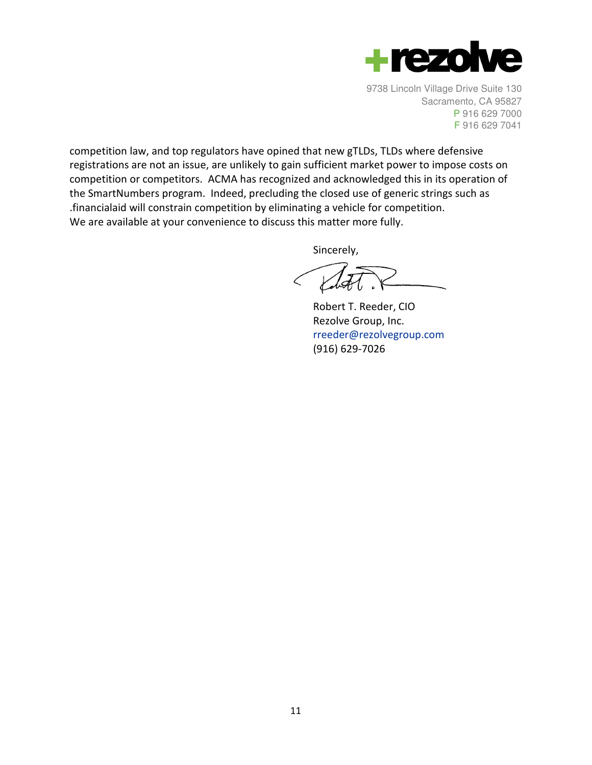**+rezolve**

9738 Lincoln Village Drive Suite 130
Sacramento, CA 95827
P 916 629 7000
F 916 629 7041

competition law, and top regulators have opined that new gTLDs, TLDs where defensive registrations are not an issue, are unlikely to gain sufficient market power to impose costs on competition or competitors. ACMA has recognized and acknowledged this in its operation of the SmartNumbers program. Indeed, precluding the closed use of generic strings such as .financialaid will constrain competition by eliminating a vehicle for competition.
We are available at your convenience to discuss this matter more fully.

Sincerely,

Robert T. Reeder, CIO
Rezolve Group, Inc.
rreeder@rezolvegroup.com
(916) 629-7026